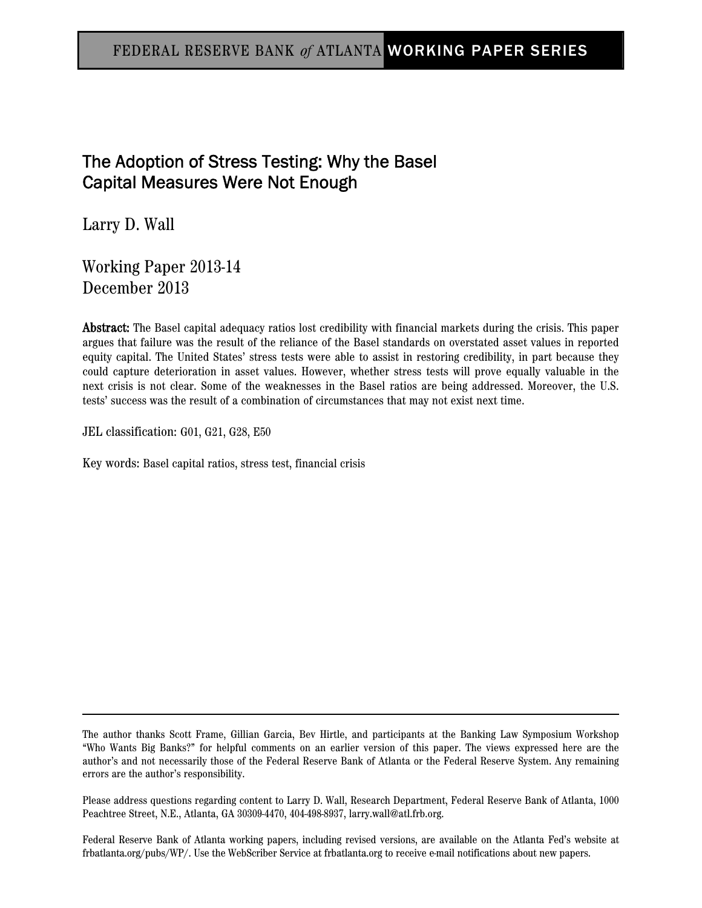FEDERAL RESERVE BANK *of* ATLANTA WORKING PAPER SERIES

# The Adoption of Stress Testing: Why the Basel Capital Measures Were Not Enough

Larry D. Wall

Working Paper 2013-14
December 2013

**Abstract:** The Basel capital adequacy ratios lost credibility with financial markets during the crisis. This paper argues that failure was the result of the reliance of the Basel standards on overstated asset values in reported equity capital. The United States' stress tests were able to assist in restoring credibility, in part because they could capture deterioration in asset values. However, whether stress tests will prove equally valuable in the next crisis is not clear. Some of the weaknesses in the Basel ratios are being addressed. Moreover, the U.S. tests' success was the result of a combination of circumstances that may not exist next time.

JEL classification: G01, G21, G28, E50

Key words: Basel capital ratios, stress test, financial crisis

---

The author thanks Scott Frame, Gillian Garcia, Bev Hirtle, and participants at the Banking Law Symposium Workshop "Who Wants Big Banks?" for helpful comments on an earlier version of this paper. The views expressed here are the author's and not necessarily those of the Federal Reserve Bank of Atlanta or the Federal Reserve System. Any remaining errors are the author's responsibility.

Please address questions regarding content to Larry D. Wall, Research Department, Federal Reserve Bank of Atlanta, 1000 Peachtree Street, N.E., Atlanta, GA 30309-4470, 404-498-8937, larry.wall@atl.frb.org.

Federal Reserve Bank of Atlanta working papers, including revised versions, are available on the Atlanta Fed's website at frbatlanta.org/pubs/WP/. Use the WebScriber Service at frbatlanta.org to receive e-mail notifications about new papers.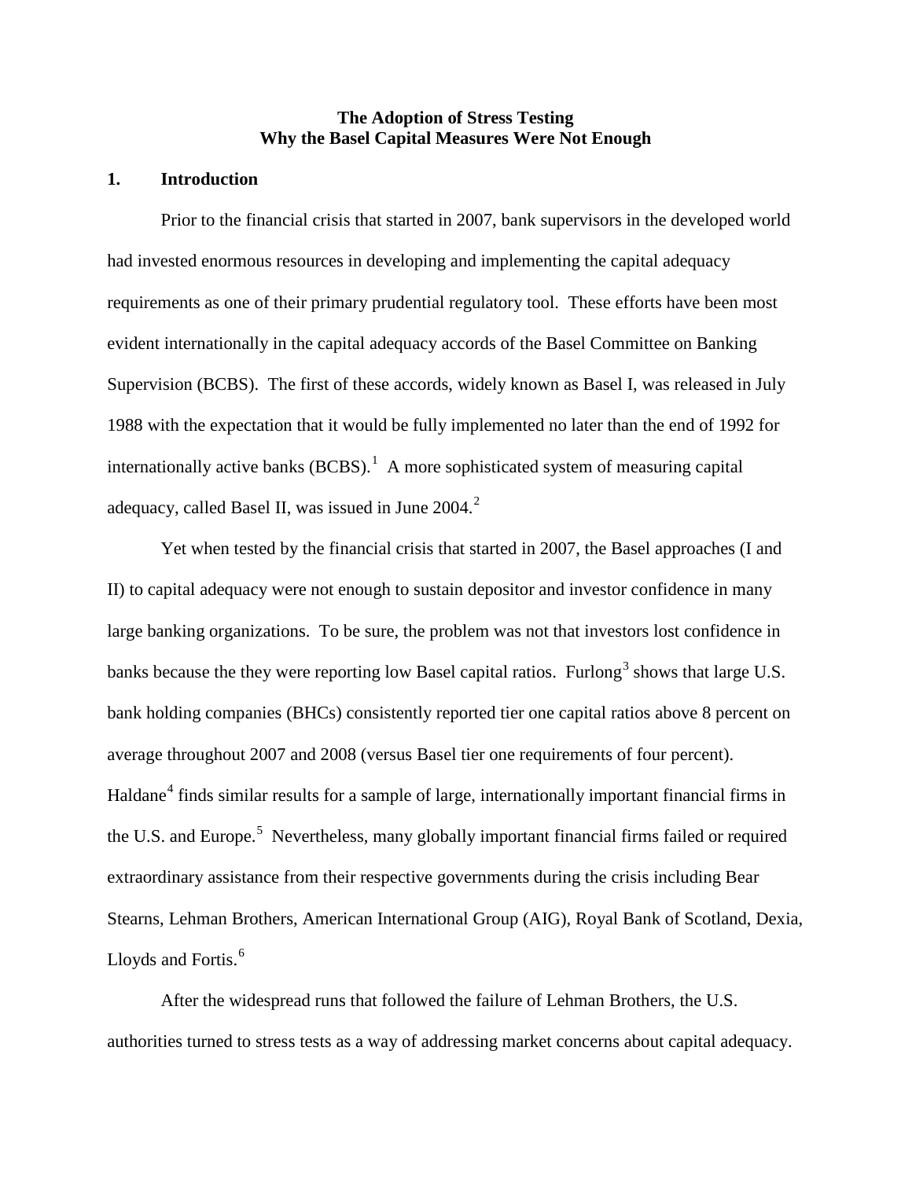# The Adoption of Stress Testing
# Why the Basel Capital Measures Were Not Enough

## 1. Introduction

Prior to the financial crisis that started in 2007, bank supervisors in the developed world had invested enormous resources in developing and implementing the capital adequacy requirements as one of their primary prudential regulatory tool. These efforts have been most evident internationally in the capital adequacy accords of the Basel Committee on Banking Supervision (BCBS). The first of these accords, widely known as Basel I, was released in July 1988 with the expectation that it would be fully implemented no later than the end of 1992 for internationally active banks (BCBS).[1] A more sophisticated system of measuring capital adequacy, called Basel II, was issued in June 2004.[2]

Yet when tested by the financial crisis that started in 2007, the Basel approaches (I and II) to capital adequacy were not enough to sustain depositor and investor confidence in many large banking organizations. To be sure, the problem was not that investors lost confidence in banks because the they were reporting low Basel capital ratios. Furlong[3] shows that large U.S. bank holding companies (BHCs) consistently reported tier one capital ratios above 8 percent on average throughout 2007 and 2008 (versus Basel tier one requirements of four percent). Haldane[4] finds similar results for a sample of large, internationally important financial firms in the U.S. and Europe.[5] Nevertheless, many globally important financial firms failed or required extraordinary assistance from their respective governments during the crisis including Bear Stearns, Lehman Brothers, American International Group (AIG), Royal Bank of Scotland, Dexia, Lloyds and Fortis.[6]

After the widespread runs that followed the failure of Lehman Brothers, the U.S. authorities turned to stress tests as a way of addressing market concerns about capital adequacy.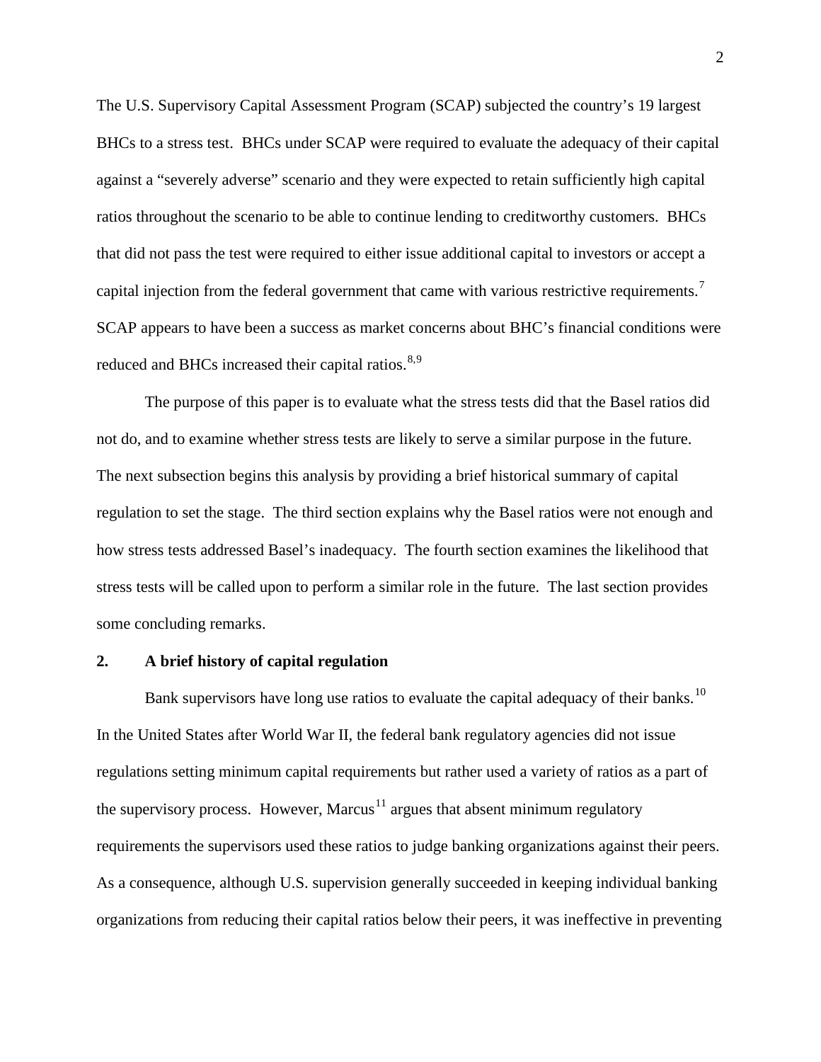The U.S. Supervisory Capital Assessment Program (SCAP) subjected the country's 19 largest BHCs to a stress test. BHCs under SCAP were required to evaluate the adequacy of their capital against a "severely adverse" scenario and they were expected to retain sufficiently high capital ratios throughout the scenario to be able to continue lending to creditworthy customers. BHCs that did not pass the test were required to either issue additional capital to investors or accept a capital injection from the federal government that came with various restrictive requirements.[7] SCAP appears to have been a success as market concerns about BHC's financial conditions were reduced and BHCs increased their capital ratios.[8,9]

The purpose of this paper is to evaluate what the stress tests did that the Basel ratios did not do, and to examine whether stress tests are likely to serve a similar purpose in the future. The next subsection begins this analysis by providing a brief historical summary of capital regulation to set the stage. The third section explains why the Basel ratios were not enough and how stress tests addressed Basel's inadequacy. The fourth section examines the likelihood that stress tests will be called upon to perform a similar role in the future. The last section provides some concluding remarks.

## 2. A brief history of capital regulation

Bank supervisors have long use ratios to evaluate the capital adequacy of their banks.[10] In the United States after World War II, the federal bank regulatory agencies did not issue regulations setting minimum capital requirements but rather used a variety of ratios as a part of the supervisory process. However, Marcus[11] argues that absent minimum regulatory requirements the supervisors used these ratios to judge banking organizations against their peers. As a consequence, although U.S. supervision generally succeeded in keeping individual banking organizations from reducing their capital ratios below their peers, it was ineffective in preventing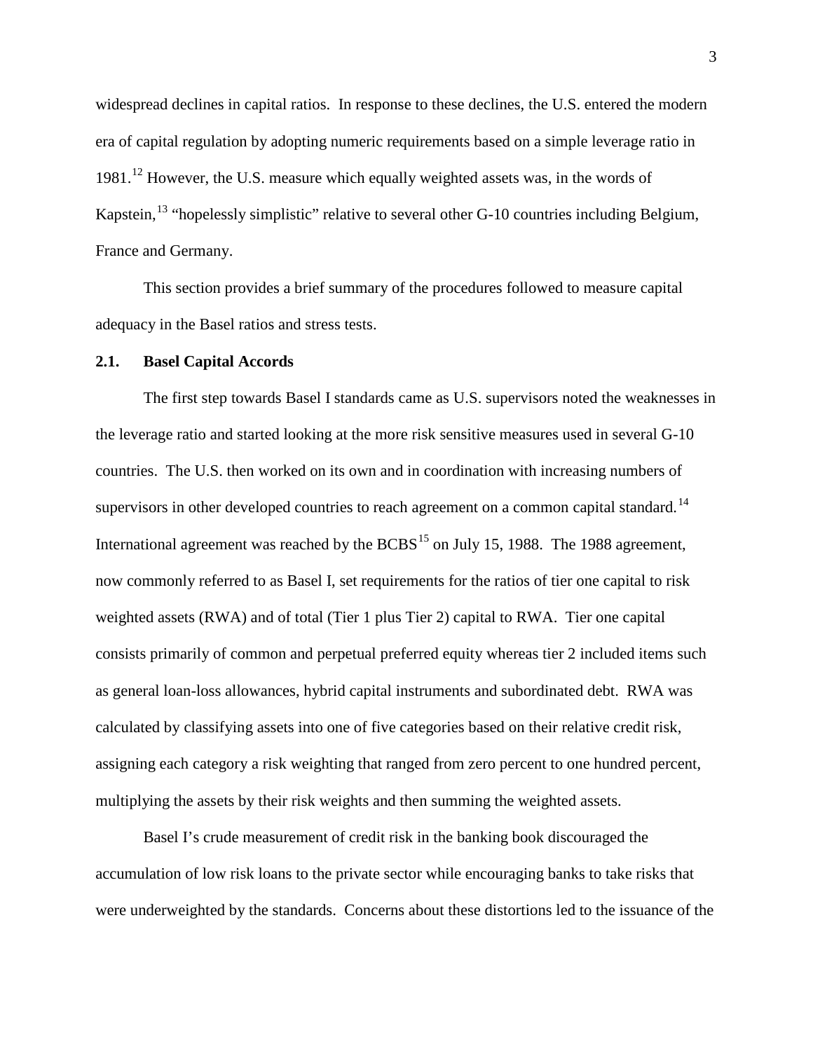widespread declines in capital ratios. In response to these declines, the U.S. entered the modern era of capital regulation by adopting numeric requirements based on a simple leverage ratio in 1981.[12] However, the U.S. measure which equally weighted assets was, in the words of Kapstein,[13] "hopelessly simplistic" relative to several other G-10 countries including Belgium, France and Germany.

This section provides a brief summary of the procedures followed to measure capital adequacy in the Basel ratios and stress tests.

### 2.1. Basel Capital Accords

The first step towards Basel I standards came as U.S. supervisors noted the weaknesses in the leverage ratio and started looking at the more risk sensitive measures used in several G-10 countries. The U.S. then worked on its own and in coordination with increasing numbers of supervisors in other developed countries to reach agreement on a common capital standard.[14] International agreement was reached by the BCBS[15] on July 15, 1988. The 1988 agreement, now commonly referred to as Basel I, set requirements for the ratios of tier one capital to risk weighted assets (RWA) and of total (Tier 1 plus Tier 2) capital to RWA. Tier one capital consists primarily of common and perpetual preferred equity whereas tier 2 included items such as general loan-loss allowances, hybrid capital instruments and subordinated debt. RWA was calculated by classifying assets into one of five categories based on their relative credit risk, assigning each category a risk weighting that ranged from zero percent to one hundred percent, multiplying the assets by their risk weights and then summing the weighted assets.

Basel I's crude measurement of credit risk in the banking book discouraged the accumulation of low risk loans to the private sector while encouraging banks to take risks that were underweighted by the standards. Concerns about these distortions led to the issuance of the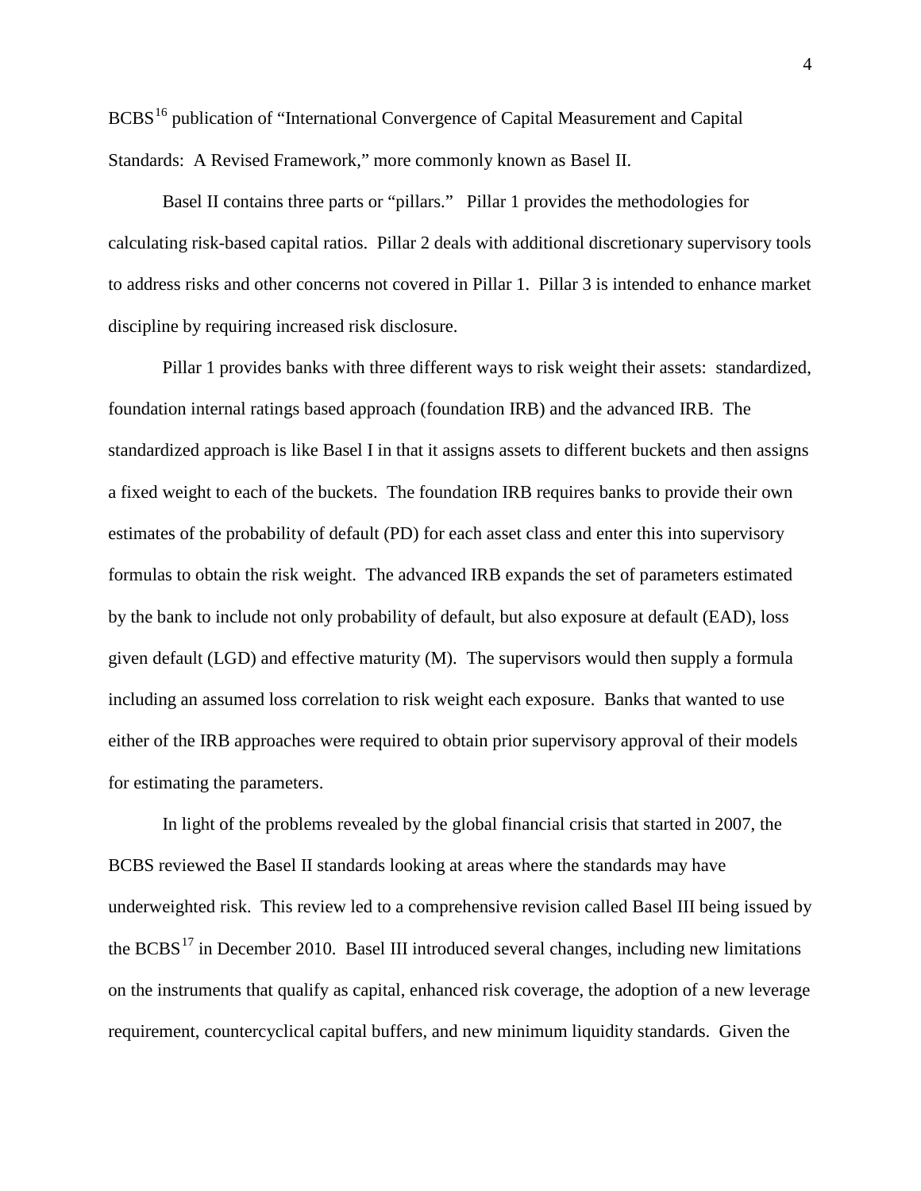BCBS[16] publication of "International Convergence of Capital Measurement and Capital Standards: A Revised Framework," more commonly known as Basel II.

Basel II contains three parts or "pillars." Pillar 1 provides the methodologies for calculating risk-based capital ratios. Pillar 2 deals with additional discretionary supervisory tools to address risks and other concerns not covered in Pillar 1. Pillar 3 is intended to enhance market discipline by requiring increased risk disclosure.

Pillar 1 provides banks with three different ways to risk weight their assets: standardized, foundation internal ratings based approach (foundation IRB) and the advanced IRB. The standardized approach is like Basel I in that it assigns assets to different buckets and then assigns a fixed weight to each of the buckets. The foundation IRB requires banks to provide their own estimates of the probability of default (PD) for each asset class and enter this into supervisory formulas to obtain the risk weight. The advanced IRB expands the set of parameters estimated by the bank to include not only probability of default, but also exposure at default (EAD), loss given default (LGD) and effective maturity (M). The supervisors would then supply a formula including an assumed loss correlation to risk weight each exposure. Banks that wanted to use either of the IRB approaches were required to obtain prior supervisory approval of their models for estimating the parameters.

In light of the problems revealed by the global financial crisis that started in 2007, the BCBS reviewed the Basel II standards looking at areas where the standards may have underweighted risk. This review led to a comprehensive revision called Basel III being issued by the BCBS[17] in December 2010. Basel III introduced several changes, including new limitations on the instruments that qualify as capital, enhanced risk coverage, the adoption of a new leverage requirement, countercyclical capital buffers, and new minimum liquidity standards. Given the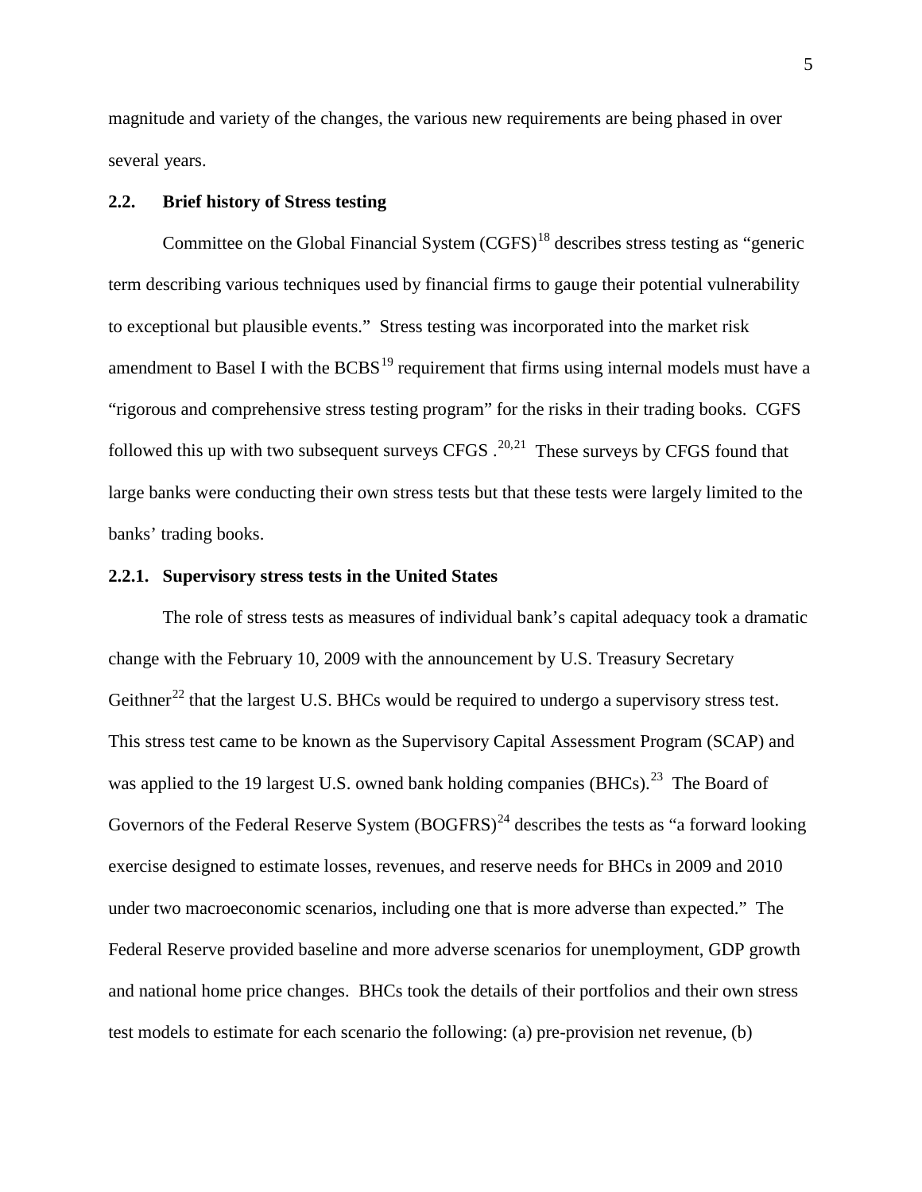magnitude and variety of the changes, the various new requirements are being phased in over several years.

### 2.2. Brief history of Stress testing

Committee on the Global Financial System (CGFS)[18] describes stress testing as "generic term describing various techniques used by financial firms to gauge their potential vulnerability to exceptional but plausible events." Stress testing was incorporated into the market risk amendment to Basel I with the BCBS[19] requirement that firms using internal models must have a "rigorous and comprehensive stress testing program" for the risks in their trading books. CGFS followed this up with two subsequent surveys CFGS .[20,21] These surveys by CFGS found that large banks were conducting their own stress tests but that these tests were largely limited to the banks' trading books.

#### 2.2.1. Supervisory stress tests in the United States

The role of stress tests as measures of individual bank's capital adequacy took a dramatic change with the February 10, 2009 with the announcement by U.S. Treasury Secretary Geithner[22] that the largest U.S. BHCs would be required to undergo a supervisory stress test. This stress test came to be known as the Supervisory Capital Assessment Program (SCAP) and was applied to the 19 largest U.S. owned bank holding companies (BHCs).[23] The Board of Governors of the Federal Reserve System (BOGFRS)[24] describes the tests as "a forward looking exercise designed to estimate losses, revenues, and reserve needs for BHCs in 2009 and 2010 under two macroeconomic scenarios, including one that is more adverse than expected." The Federal Reserve provided baseline and more adverse scenarios for unemployment, GDP growth and national home price changes. BHCs took the details of their portfolios and their own stress test models to estimate for each scenario the following: (a) pre-provision net revenue, (b)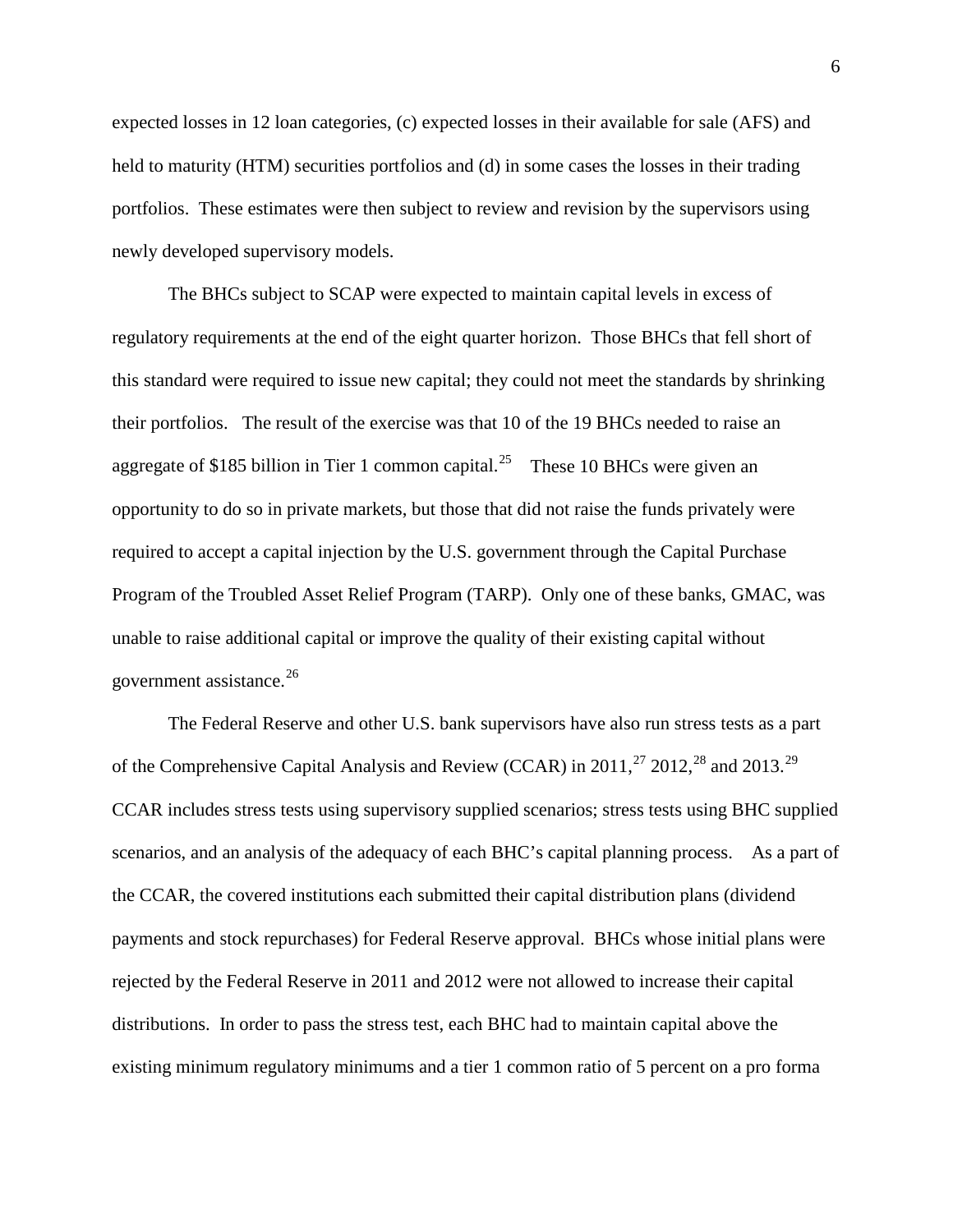expected losses in 12 loan categories, (c) expected losses in their available for sale (AFS) and held to maturity (HTM) securities portfolios and (d) in some cases the losses in their trading portfolios. These estimates were then subject to review and revision by the supervisors using newly developed supervisory models.

The BHCs subject to SCAP were expected to maintain capital levels in excess of regulatory requirements at the end of the eight quarter horizon. Those BHCs that fell short of this standard were required to issue new capital; they could not meet the standards by shrinking their portfolios. The result of the exercise was that 10 of the 19 BHCs needed to raise an aggregate of $185 billion in Tier 1 common capital.[25] These 10 BHCs were given an opportunity to do so in private markets, but those that did not raise the funds privately were required to accept a capital injection by the U.S. government through the Capital Purchase Program of the Troubled Asset Relief Program (TARP). Only one of these banks, GMAC, was unable to raise additional capital or improve the quality of their existing capital without government assistance.[26]

The Federal Reserve and other U.S. bank supervisors have also run stress tests as a part of the Comprehensive Capital Analysis and Review (CCAR) in 2011,[27] 2012,[28] and 2013.[29] CCAR includes stress tests using supervisory supplied scenarios; stress tests using BHC supplied scenarios, and an analysis of the adequacy of each BHC's capital planning process. As a part of the CCAR, the covered institutions each submitted their capital distribution plans (dividend payments and stock repurchases) for Federal Reserve approval. BHCs whose initial plans were rejected by the Federal Reserve in 2011 and 2012 were not allowed to increase their capital distributions. In order to pass the stress test, each BHC had to maintain capital above the existing minimum regulatory minimums and a tier 1 common ratio of 5 percent on a pro forma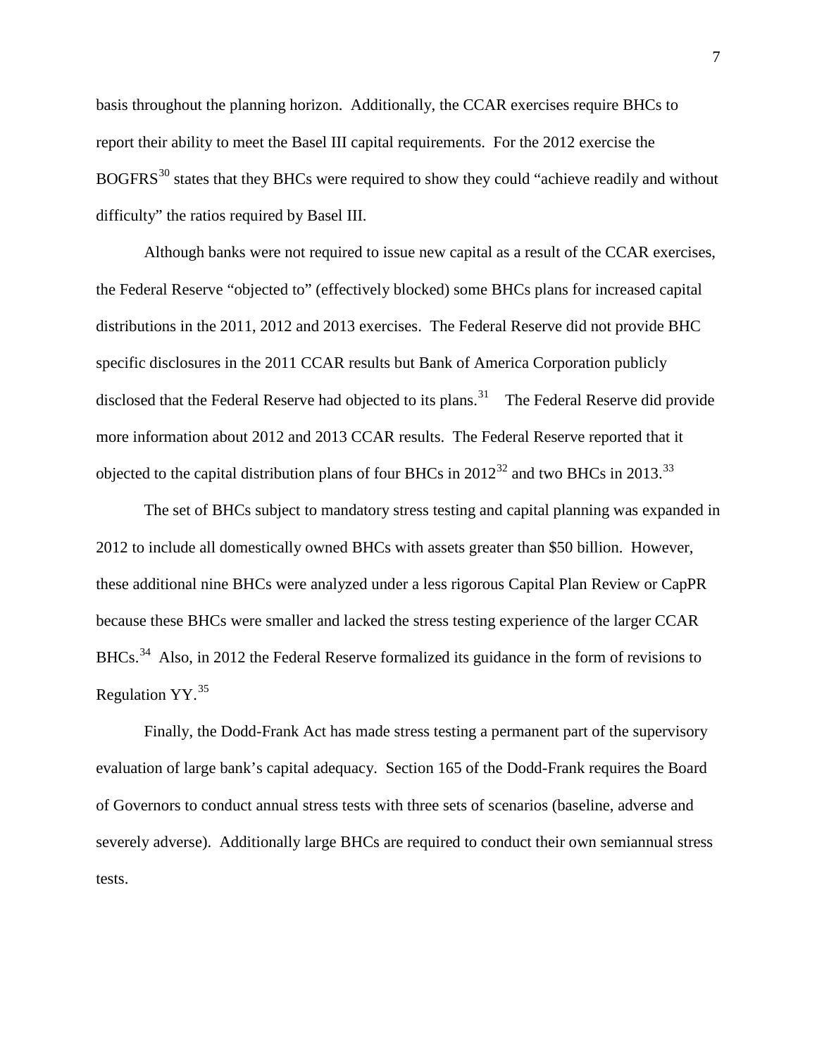basis throughout the planning horizon. Additionally, the CCAR exercises require BHCs to report their ability to meet the Basel III capital requirements. For the 2012 exercise the BOGFRS[30] states that they BHCs were required to show they could "achieve readily and without difficulty" the ratios required by Basel III.

Although banks were not required to issue new capital as a result of the CCAR exercises, the Federal Reserve "objected to" (effectively blocked) some BHCs plans for increased capital distributions in the 2011, 2012 and 2013 exercises. The Federal Reserve did not provide BHC specific disclosures in the 2011 CCAR results but Bank of America Corporation publicly disclosed that the Federal Reserve had objected to its plans.[31] The Federal Reserve did provide more information about 2012 and 2013 CCAR results. The Federal Reserve reported that it objected to the capital distribution plans of four BHCs in 2012[32] and two BHCs in 2013.[33]

The set of BHCs subject to mandatory stress testing and capital planning was expanded in 2012 to include all domestically owned BHCs with assets greater than $50 billion. However, these additional nine BHCs were analyzed under a less rigorous Capital Plan Review or CapPR because these BHCs were smaller and lacked the stress testing experience of the larger CCAR BHCs.[34] Also, in 2012 the Federal Reserve formalized its guidance in the form of revisions to Regulation YY.[35]

Finally, the Dodd-Frank Act has made stress testing a permanent part of the supervisory evaluation of large bank's capital adequacy. Section 165 of the Dodd-Frank requires the Board of Governors to conduct annual stress tests with three sets of scenarios (baseline, adverse and severely adverse). Additionally large BHCs are required to conduct their own semiannual stress tests.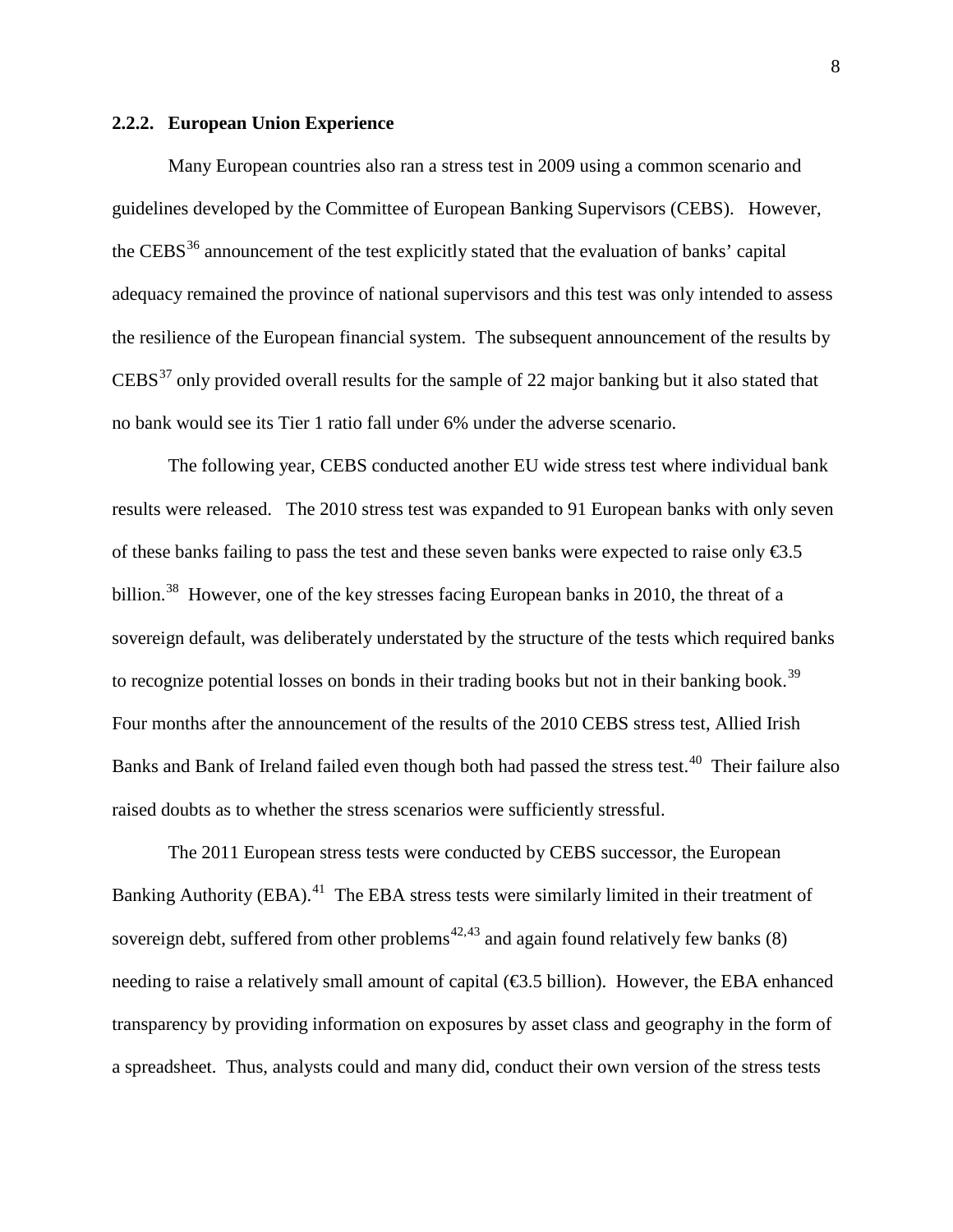### 2.2.2. European Union Experience

Many European countries also ran a stress test in 2009 using a common scenario and guidelines developed by the Committee of European Banking Supervisors (CEBS). However, the CEBS[36] announcement of the test explicitly stated that the evaluation of banks' capital adequacy remained the province of national supervisors and this test was only intended to assess the resilience of the European financial system. The subsequent announcement of the results by CEBS[37] only provided overall results for the sample of 22 major banking but it also stated that no bank would see its Tier 1 ratio fall under 6% under the adverse scenario.

The following year, CEBS conducted another EU wide stress test where individual bank results were released. The 2010 stress test was expanded to 91 European banks with only seven of these banks failing to pass the test and these seven banks were expected to raise only €3.5 billion.[38] However, one of the key stresses facing European banks in 2010, the threat of a sovereign default, was deliberately understated by the structure of the tests which required banks to recognize potential losses on bonds in their trading books but not in their banking book.[39] Four months after the announcement of the results of the 2010 CEBS stress test, Allied Irish Banks and Bank of Ireland failed even though both had passed the stress test.[40] Their failure also raised doubts as to whether the stress scenarios were sufficiently stressful.

The 2011 European stress tests were conducted by CEBS successor, the European Banking Authority (EBA).[41] The EBA stress tests were similarly limited in their treatment of sovereign debt, suffered from other problems[42,43] and again found relatively few banks (8) needing to raise a relatively small amount of capital (€3.5 billion). However, the EBA enhanced transparency by providing information on exposures by asset class and geography in the form of a spreadsheet. Thus, analysts could and many did, conduct their own version of the stress tests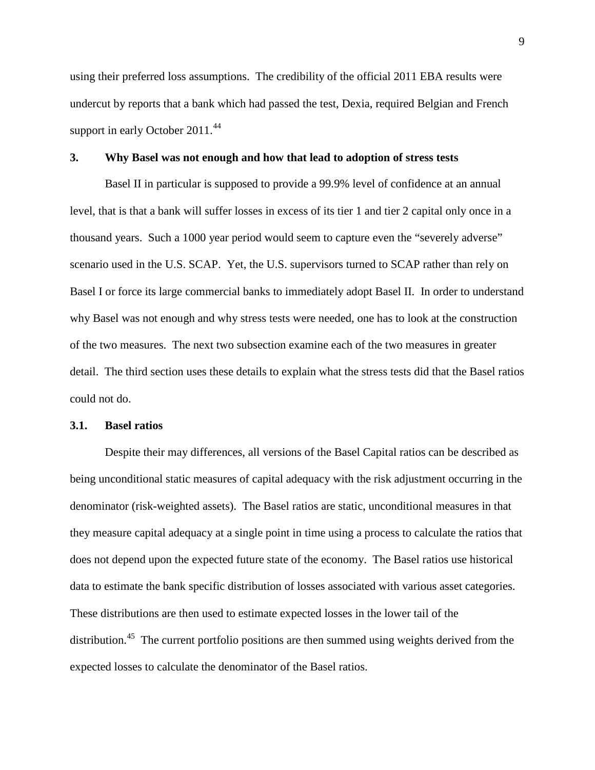using their preferred loss assumptions. The credibility of the official 2011 EBA results were undercut by reports that a bank which had passed the test, Dexia, required Belgian and French support in early October 2011.[44]

## 3. Why Basel was not enough and how that lead to adoption of stress tests

Basel II in particular is supposed to provide a 99.9% level of confidence at an annual level, that is that a bank will suffer losses in excess of its tier 1 and tier 2 capital only once in a thousand years. Such a 1000 year period would seem to capture even the "severely adverse" scenario used in the U.S. SCAP. Yet, the U.S. supervisors turned to SCAP rather than rely on Basel I or force its large commercial banks to immediately adopt Basel II. In order to understand why Basel was not enough and why stress tests were needed, one has to look at the construction of the two measures. The next two subsection examine each of the two measures in greater detail. The third section uses these details to explain what the stress tests did that the Basel ratios could not do.

### 3.1. Basel ratios

Despite their may differences, all versions of the Basel Capital ratios can be described as being unconditional static measures of capital adequacy with the risk adjustment occurring in the denominator (risk-weighted assets). The Basel ratios are static, unconditional measures in that they measure capital adequacy at a single point in time using a process to calculate the ratios that does not depend upon the expected future state of the economy. The Basel ratios use historical data to estimate the bank specific distribution of losses associated with various asset categories. These distributions are then used to estimate expected losses in the lower tail of the distribution.[45] The current portfolio positions are then summed using weights derived from the expected losses to calculate the denominator of the Basel ratios.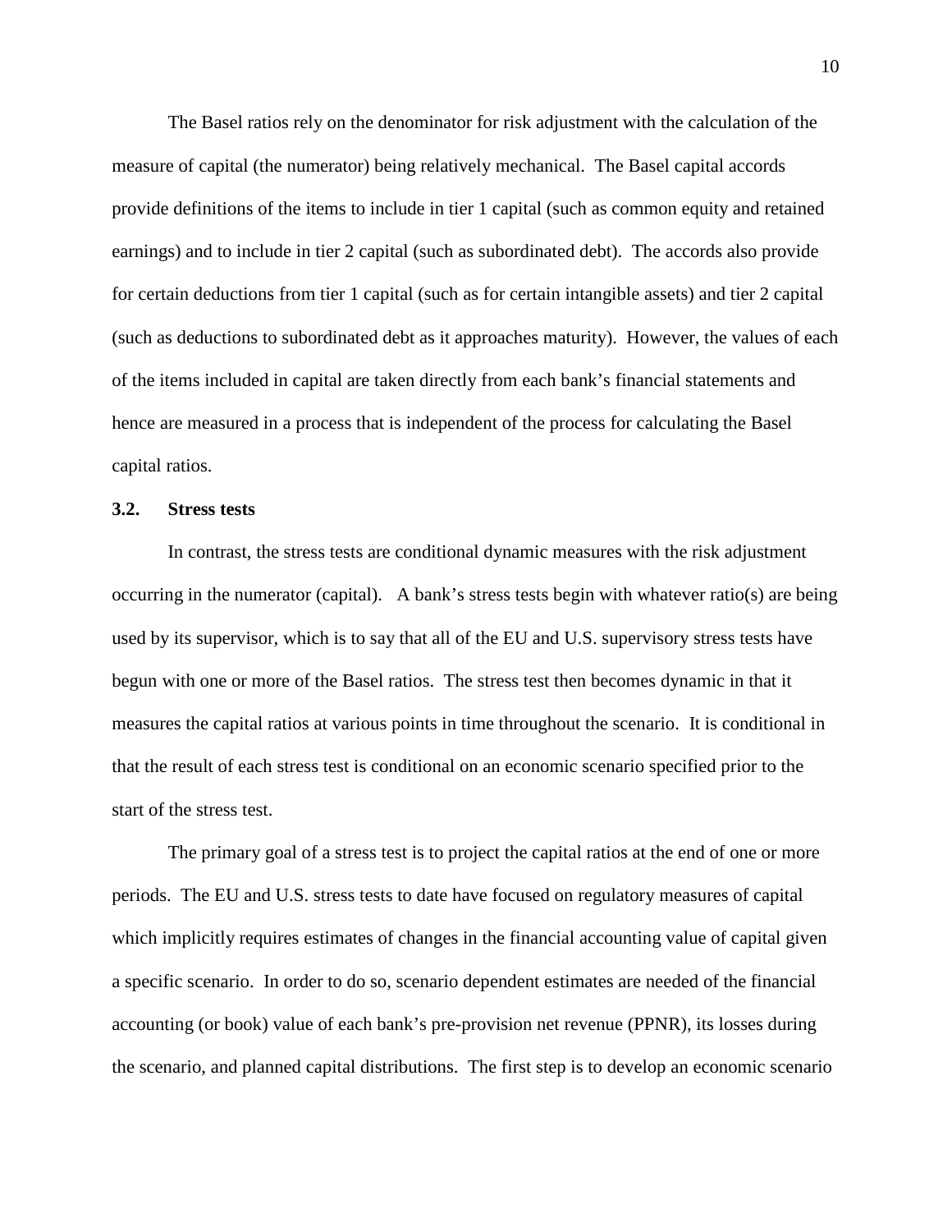The Basel ratios rely on the denominator for risk adjustment with the calculation of the measure of capital (the numerator) being relatively mechanical. The Basel capital accords provide definitions of the items to include in tier 1 capital (such as common equity and retained earnings) and to include in tier 2 capital (such as subordinated debt). The accords also provide for certain deductions from tier 1 capital (such as for certain intangible assets) and tier 2 capital (such as deductions to subordinated debt as it approaches maturity). However, the values of each of the items included in capital are taken directly from each bank's financial statements and hence are measured in a process that is independent of the process for calculating the Basel capital ratios.

### 3.2. Stress tests

In contrast, the stress tests are conditional dynamic measures with the risk adjustment occurring in the numerator (capital). A bank's stress tests begin with whatever ratio(s) are being used by its supervisor, which is to say that all of the EU and U.S. supervisory stress tests have begun with one or more of the Basel ratios. The stress test then becomes dynamic in that it measures the capital ratios at various points in time throughout the scenario. It is conditional in that the result of each stress test is conditional on an economic scenario specified prior to the start of the stress test.

The primary goal of a stress test is to project the capital ratios at the end of one or more periods. The EU and U.S. stress tests to date have focused on regulatory measures of capital which implicitly requires estimates of changes in the financial accounting value of capital given a specific scenario. In order to do so, scenario dependent estimates are needed of the financial accounting (or book) value of each bank's pre-provision net revenue (PPNR), its losses during the scenario, and planned capital distributions. The first step is to develop an economic scenario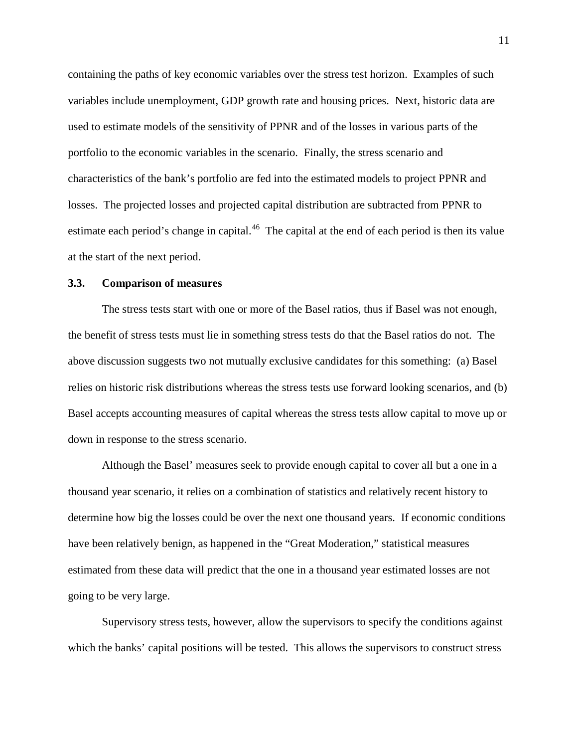containing the paths of key economic variables over the stress test horizon. Examples of such variables include unemployment, GDP growth rate and housing prices. Next, historic data are used to estimate models of the sensitivity of PPNR and of the losses in various parts of the portfolio to the economic variables in the scenario. Finally, the stress scenario and characteristics of the bank's portfolio are fed into the estimated models to project PPNR and losses. The projected losses and projected capital distribution are subtracted from PPNR to estimate each period's change in capital.[46] The capital at the end of each period is then its value at the start of the next period.

### 3.3. Comparison of measures

The stress tests start with one or more of the Basel ratios, thus if Basel was not enough, the benefit of stress tests must lie in something stress tests do that the Basel ratios do not. The above discussion suggests two not mutually exclusive candidates for this something: (a) Basel relies on historic risk distributions whereas the stress tests use forward looking scenarios, and (b) Basel accepts accounting measures of capital whereas the stress tests allow capital to move up or down in response to the stress scenario.

Although the Basel' measures seek to provide enough capital to cover all but a one in a thousand year scenario, it relies on a combination of statistics and relatively recent history to determine how big the losses could be over the next one thousand years. If economic conditions have been relatively benign, as happened in the "Great Moderation," statistical measures estimated from these data will predict that the one in a thousand year estimated losses are not going to be very large.

Supervisory stress tests, however, allow the supervisors to specify the conditions against which the banks' capital positions will be tested. This allows the supervisors to construct stress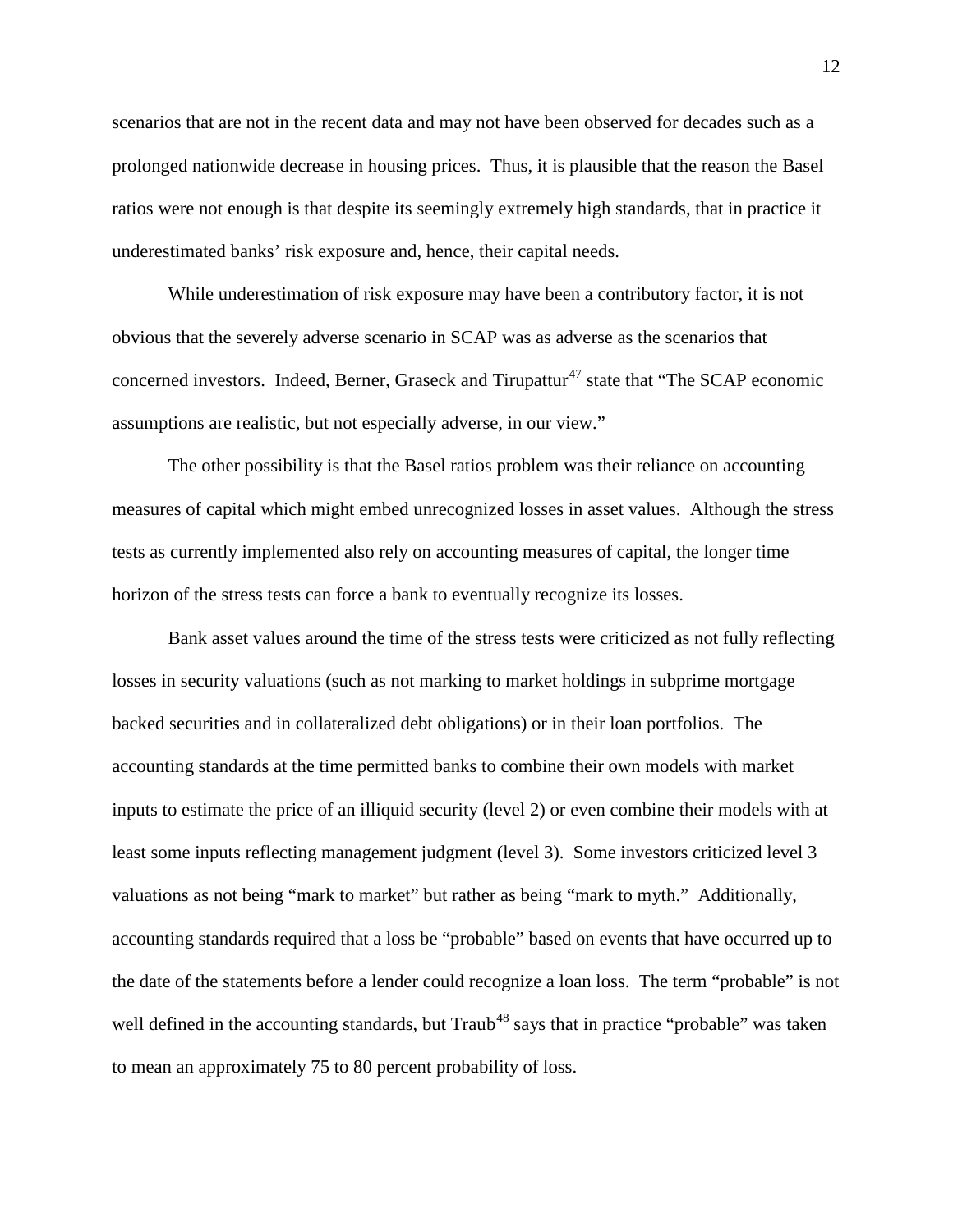scenarios that are not in the recent data and may not have been observed for decades such as a prolonged nationwide decrease in housing prices. Thus, it is plausible that the reason the Basel ratios were not enough is that despite its seemingly extremely high standards, that in practice it underestimated banks' risk exposure and, hence, their capital needs.

While underestimation of risk exposure may have been a contributory factor, it is not obvious that the severely adverse scenario in SCAP was as adverse as the scenarios that concerned investors. Indeed, Berner, Graseck and Tirupattur[47] state that "The SCAP economic assumptions are realistic, but not especially adverse, in our view."

The other possibility is that the Basel ratios problem was their reliance on accounting measures of capital which might embed unrecognized losses in asset values. Although the stress tests as currently implemented also rely on accounting measures of capital, the longer time horizon of the stress tests can force a bank to eventually recognize its losses.

Bank asset values around the time of the stress tests were criticized as not fully reflecting losses in security valuations (such as not marking to market holdings in subprime mortgage backed securities and in collateralized debt obligations) or in their loan portfolios. The accounting standards at the time permitted banks to combine their own models with market inputs to estimate the price of an illiquid security (level 2) or even combine their models with at least some inputs reflecting management judgment (level 3). Some investors criticized level 3 valuations as not being "mark to market" but rather as being "mark to myth." Additionally, accounting standards required that a loss be "probable" based on events that have occurred up to the date of the statements before a lender could recognize a loan loss. The term "probable" is not well defined in the accounting standards, but Traub[48] says that in practice "probable" was taken to mean an approximately 75 to 80 percent probability of loss.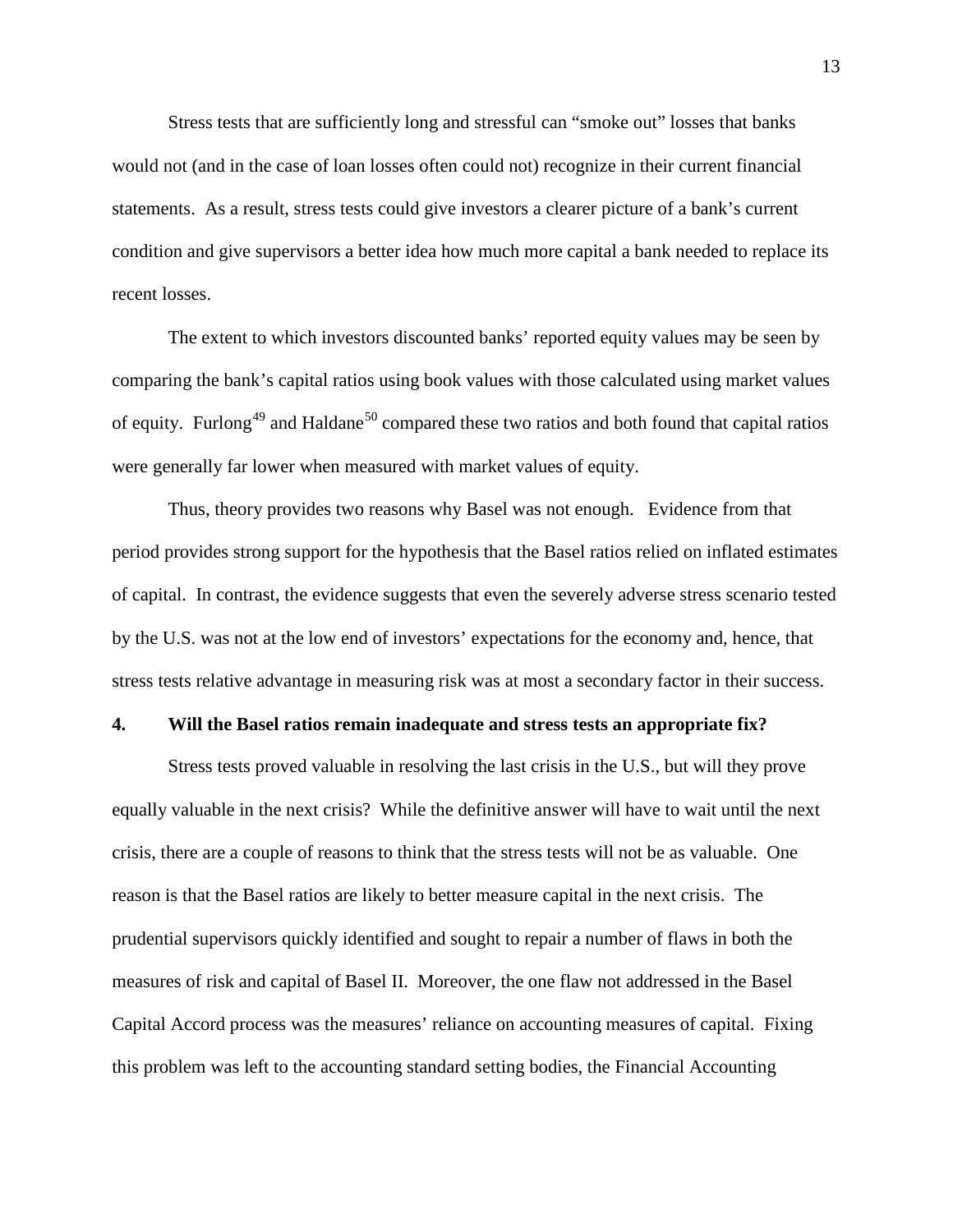Stress tests that are sufficiently long and stressful can "smoke out" losses that banks would not (and in the case of loan losses often could not) recognize in their current financial statements. As a result, stress tests could give investors a clearer picture of a bank's current condition and give supervisors a better idea how much more capital a bank needed to replace its recent losses.

The extent to which investors discounted banks' reported equity values may be seen by comparing the bank's capital ratios using book values with those calculated using market values of equity. Furlong[49] and Haldane[50] compared these two ratios and both found that capital ratios were generally far lower when measured with market values of equity.

Thus, theory provides two reasons why Basel was not enough. Evidence from that period provides strong support for the hypothesis that the Basel ratios relied on inflated estimates of capital. In contrast, the evidence suggests that even the severely adverse stress scenario tested by the U.S. was not at the low end of investors' expectations for the economy and, hence, that stress tests relative advantage in measuring risk was at most a secondary factor in their success.

## 4. Will the Basel ratios remain inadequate and stress tests an appropriate fix?

Stress tests proved valuable in resolving the last crisis in the U.S., but will they prove equally valuable in the next crisis? While the definitive answer will have to wait until the next crisis, there are a couple of reasons to think that the stress tests will not be as valuable. One reason is that the Basel ratios are likely to better measure capital in the next crisis. The prudential supervisors quickly identified and sought to repair a number of flaws in both the measures of risk and capital of Basel II. Moreover, the one flaw not addressed in the Basel Capital Accord process was the measures' reliance on accounting measures of capital. Fixing this problem was left to the accounting standard setting bodies, the Financial Accounting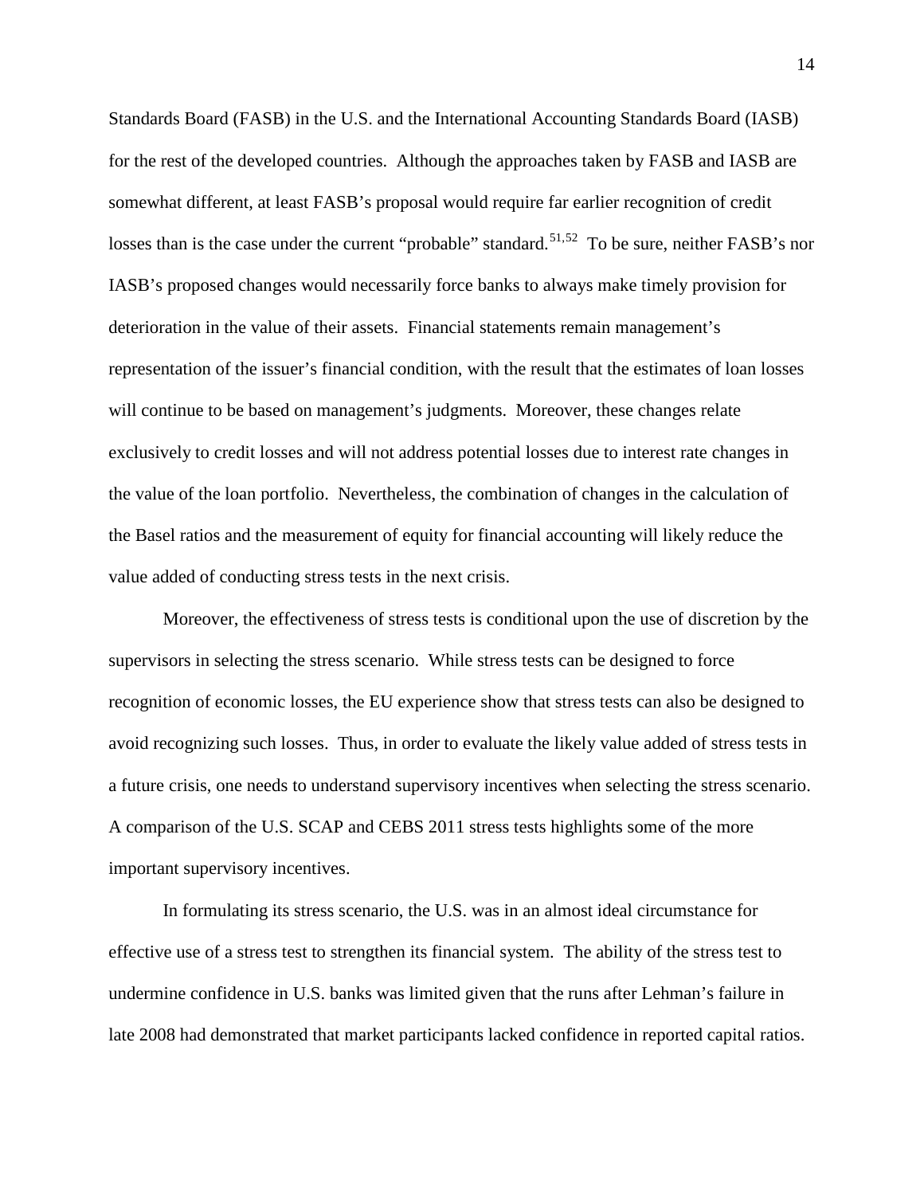Standards Board (FASB) in the U.S. and the International Accounting Standards Board (IASB) for the rest of the developed countries. Although the approaches taken by FASB and IASB are somewhat different, at least FASB's proposal would require far earlier recognition of credit losses than is the case under the current "probable" standard.[51,52] To be sure, neither FASB's nor IASB's proposed changes would necessarily force banks to always make timely provision for deterioration in the value of their assets. Financial statements remain management's representation of the issuer's financial condition, with the result that the estimates of loan losses will continue to be based on management's judgments. Moreover, these changes relate exclusively to credit losses and will not address potential losses due to interest rate changes in the value of the loan portfolio. Nevertheless, the combination of changes in the calculation of the Basel ratios and the measurement of equity for financial accounting will likely reduce the value added of conducting stress tests in the next crisis.

Moreover, the effectiveness of stress tests is conditional upon the use of discretion by the supervisors in selecting the stress scenario. While stress tests can be designed to force recognition of economic losses, the EU experience show that stress tests can also be designed to avoid recognizing such losses. Thus, in order to evaluate the likely value added of stress tests in a future crisis, one needs to understand supervisory incentives when selecting the stress scenario. A comparison of the U.S. SCAP and CEBS 2011 stress tests highlights some of the more important supervisory incentives.

In formulating its stress scenario, the U.S. was in an almost ideal circumstance for effective use of a stress test to strengthen its financial system. The ability of the stress test to undermine confidence in U.S. banks was limited given that the runs after Lehman's failure in late 2008 had demonstrated that market participants lacked confidence in reported capital ratios.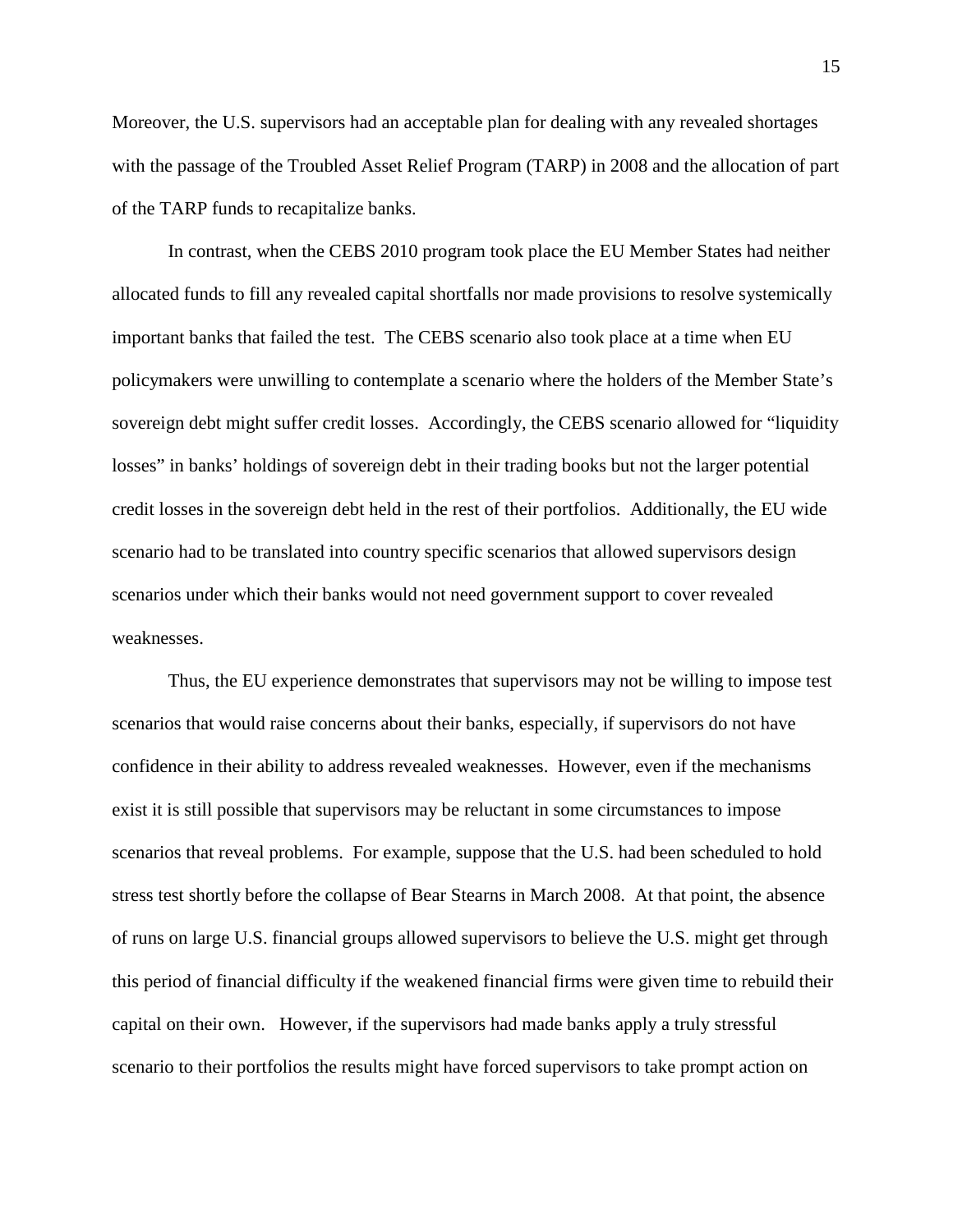Moreover, the U.S. supervisors had an acceptable plan for dealing with any revealed shortages with the passage of the Troubled Asset Relief Program (TARP) in 2008 and the allocation of part of the TARP funds to recapitalize banks.

In contrast, when the CEBS 2010 program took place the EU Member States had neither allocated funds to fill any revealed capital shortfalls nor made provisions to resolve systemically important banks that failed the test. The CEBS scenario also took place at a time when EU policymakers were unwilling to contemplate a scenario where the holders of the Member State's sovereign debt might suffer credit losses. Accordingly, the CEBS scenario allowed for "liquidity losses" in banks' holdings of sovereign debt in their trading books but not the larger potential credit losses in the sovereign debt held in the rest of their portfolios. Additionally, the EU wide scenario had to be translated into country specific scenarios that allowed supervisors design scenarios under which their banks would not need government support to cover revealed weaknesses.

Thus, the EU experience demonstrates that supervisors may not be willing to impose test scenarios that would raise concerns about their banks, especially, if supervisors do not have confidence in their ability to address revealed weaknesses. However, even if the mechanisms exist it is still possible that supervisors may be reluctant in some circumstances to impose scenarios that reveal problems. For example, suppose that the U.S. had been scheduled to hold stress test shortly before the collapse of Bear Stearns in March 2008. At that point, the absence of runs on large U.S. financial groups allowed supervisors to believe the U.S. might get through this period of financial difficulty if the weakened financial firms were given time to rebuild their capital on their own. However, if the supervisors had made banks apply a truly stressful scenario to their portfolios the results might have forced supervisors to take prompt action on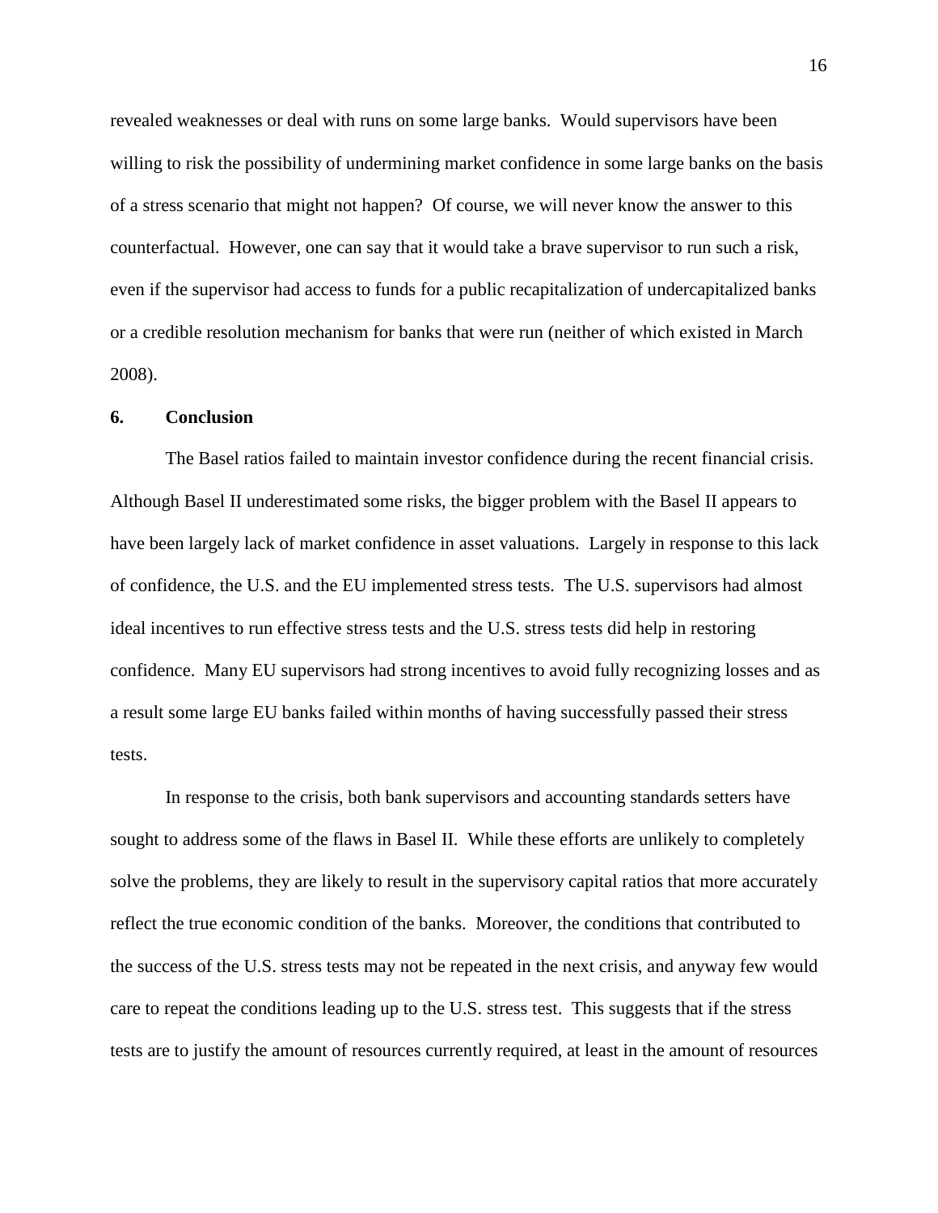revealed weaknesses or deal with runs on some large banks. Would supervisors have been willing to risk the possibility of undermining market confidence in some large banks on the basis of a stress scenario that might not happen? Of course, we will never know the answer to this counterfactual. However, one can say that it would take a brave supervisor to run such a risk, even if the supervisor had access to funds for a public recapitalization of undercapitalized banks or a credible resolution mechanism for banks that were run (neither of which existed in March 2008).

## 6. Conclusion

The Basel ratios failed to maintain investor confidence during the recent financial crisis. Although Basel II underestimated some risks, the bigger problem with the Basel II appears to have been largely lack of market confidence in asset valuations. Largely in response to this lack of confidence, the U.S. and the EU implemented stress tests. The U.S. supervisors had almost ideal incentives to run effective stress tests and the U.S. stress tests did help in restoring confidence. Many EU supervisors had strong incentives to avoid fully recognizing losses and as a result some large EU banks failed within months of having successfully passed their stress tests.

In response to the crisis, both bank supervisors and accounting standards setters have sought to address some of the flaws in Basel II. While these efforts are unlikely to completely solve the problems, they are likely to result in the supervisory capital ratios that more accurately reflect the true economic condition of the banks. Moreover, the conditions that contributed to the success of the U.S. stress tests may not be repeated in the next crisis, and anyway few would care to repeat the conditions leading up to the U.S. stress test. This suggests that if the stress tests are to justify the amount of resources currently required, at least in the amount of resources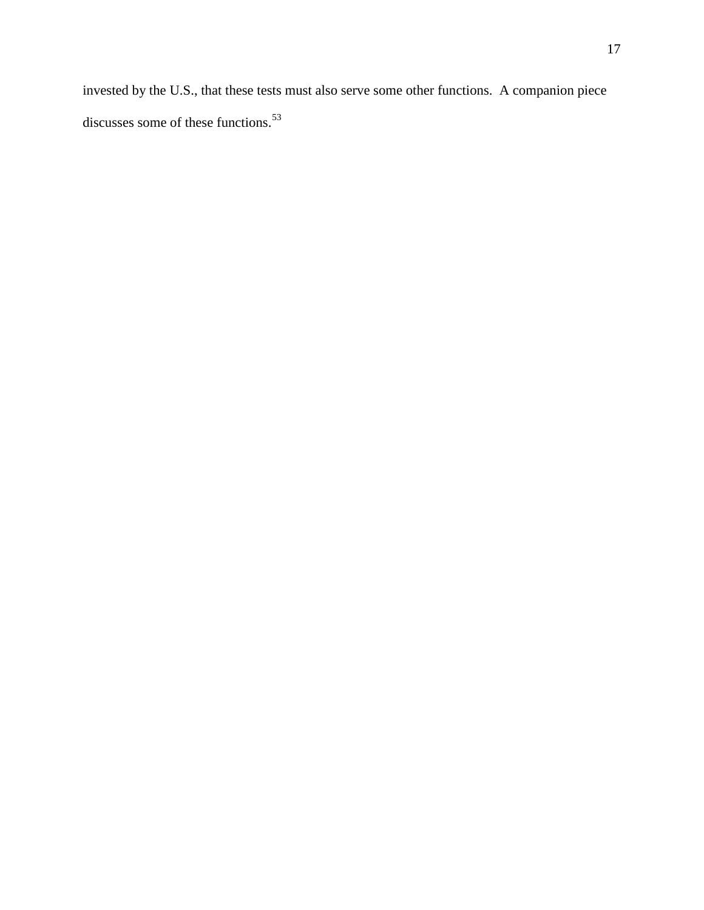invested by the U.S., that these tests must also serve some other functions.  A companion piece discusses some of these functions.[53]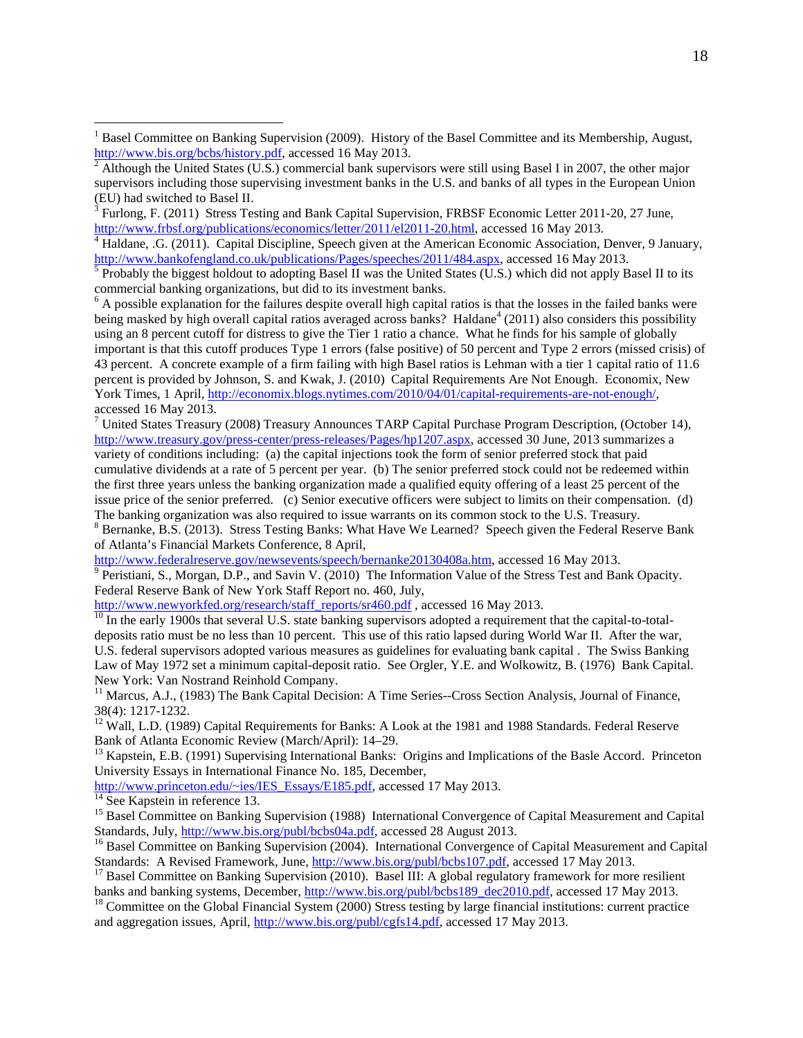[1] Basel Committee on Banking Supervision (2009). History of the Basel Committee and its Membership, August, http://www.bis.org/bcbs/history.pdf, accessed 16 May 2013.

[2] Although the United States (U.S.) commercial bank supervisors were still using Basel I in 2007, the other major supervisors including those supervising investment banks in the U.S. and banks of all types in the European Union (EU) had switched to Basel II.

[3] Furlong, F. (2011) Stress Testing and Bank Capital Supervision, FRBSF Economic Letter 2011-20, 27 June, http://www.frbsf.org/publications/economics/letter/2011/el2011-20.html, accessed 16 May 2013.

[4] Haldane, .G. (2011). Capital Discipline, Speech given at the American Economic Association, Denver, 9 January, http://www.bankofengland.co.uk/publications/Pages/speeches/2011/484.aspx, accessed 16 May 2013.

[5] Probably the biggest holdout to adopting Basel II was the United States (U.S.) which did not apply Basel II to its commercial banking organizations, but did to its investment banks.

[6] A possible explanation for the failures despite overall high capital ratios is that the losses in the failed banks were being masked by high overall capital ratios averaged across banks? Haldane[4] (2011) also considers this possibility using an 8 percent cutoff for distress to give the Tier 1 ratio a chance. What he finds for his sample of globally important is that this cutoff produces Type 1 errors (false positive) of 50 percent and Type 2 errors (missed crisis) of 43 percent. A concrete example of a firm failing with high Basel ratios is Lehman with a tier 1 capital ratio of 11.6 percent is provided by Johnson, S. and Kwak, J. (2010) Capital Requirements Are Not Enough. Economix, New York Times, 1 April, http://economix.blogs.nytimes.com/2010/04/01/capital-requirements-are-not-enough/, accessed 16 May 2013.

[7] United States Treasury (2008) Treasury Announces TARP Capital Purchase Program Description, (October 14), http://www.treasury.gov/press-center/press-releases/Pages/hp1207.aspx, accessed 30 June, 2013 summarizes a variety of conditions including: (a) the capital injections took the form of senior preferred stock that paid cumulative dividends at a rate of 5 percent per year. (b) The senior preferred stock could not be redeemed within the first three years unless the banking organization made a qualified equity offering of a least 25 percent of the issue price of the senior preferred. (c) Senior executive officers were subject to limits on their compensation. (d) The banking organization was also required to issue warrants on its common stock to the U.S. Treasury.

[8] Bernanke, B.S. (2013). Stress Testing Banks: What Have We Learned? Speech given the Federal Reserve Bank of Atlanta's Financial Markets Conference, 8 April, http://www.federalreserve.gov/newsevents/speech/bernanke20130408a.htm, accessed 16 May 2013.

[9] Peristiani, S., Morgan, D.P., and Savin V. (2010) The Information Value of the Stress Test and Bank Opacity. Federal Reserve Bank of New York Staff Report no. 460, July, http://www.newyorkfed.org/research/staff_reports/sr460.pdf , accessed 16 May 2013.

[10] In the early 1900s that several U.S. state banking supervisors adopted a requirement that the capital-to-total-deposits ratio must be no less than 10 percent. This use of this ratio lapsed during World War II. After the war, U.S. federal supervisors adopted various measures as guidelines for evaluating bank capital . The Swiss Banking Law of May 1972 set a minimum capital-deposit ratio. See Orgler, Y.E. and Wolkowitz, B. (1976) Bank Capital. New York: Van Nostrand Reinhold Company.

[11] Marcus, A.J., (1983) The Bank Capital Decision: A Time Series--Cross Section Analysis, Journal of Finance, 38(4): 1217-1232.

[12] Wall, L.D. (1989) Capital Requirements for Banks: A Look at the 1981 and 1988 Standards. Federal Reserve Bank of Atlanta Economic Review (March/April): 14–29.

[13] Kapstein, E.B. (1991) Supervising International Banks: Origins and Implications of the Basle Accord. Princeton University Essays in International Finance No. 185, December, http://www.princeton.edu/~ies/IES_Essays/E185.pdf, accessed 17 May 2013.

[14] See Kapstein in reference 13.

[15] Basel Committee on Banking Supervision (1988) International Convergence of Capital Measurement and Capital Standards, July, http://www.bis.org/publ/bcbs04a.pdf, accessed 28 August 2013.

[16] Basel Committee on Banking Supervision (2004). International Convergence of Capital Measurement and Capital Standards: A Revised Framework, June, http://www.bis.org/publ/bcbs107.pdf, accessed 17 May 2013.

[17] Basel Committee on Banking Supervision (2010). Basel III: A global regulatory framework for more resilient banks and banking systems, December, http://www.bis.org/publ/bcbs189_dec2010.pdf, accessed 17 May 2013.

[18] Committee on the Global Financial System (2000) Stress testing by large financial institutions: current practice and aggregation issues, April, http://www.bis.org/publ/cgfs14.pdf, accessed 17 May 2013.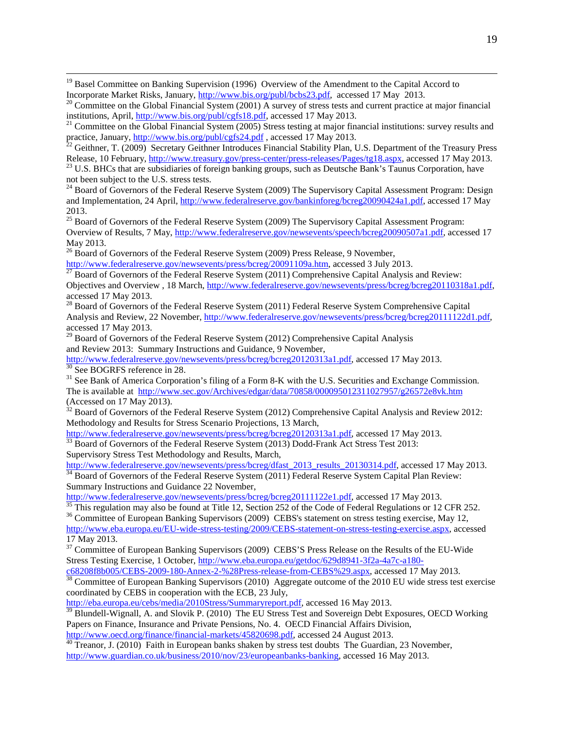[19] Basel Committee on Banking Supervision (1996) Overview of the Amendment to the Capital Accord to Incorporate Market Risks, January, http://www.bis.org/publ/bcbs23.pdf, accessed 17 May 2013.

[20] Committee on the Global Financial System (2001) A survey of stress tests and current practice at major financial institutions, April, http://www.bis.org/publ/cgfs18.pdf, accessed 17 May 2013.

[21] Committee on the Global Financial System (2005) Stress testing at major financial institutions: survey results and practice, January, http://www.bis.org/publ/cgfs24.pdf , accessed 17 May 2013.

[22] Geithner, T. (2009) Secretary Geithner Introduces Financial Stability Plan, U.S. Department of the Treasury Press Release, 10 February, http://www.treasury.gov/press-center/press-releases/Pages/tg18.aspx, accessed 17 May 2013.

[23] U.S. BHCs that are subsidiaries of foreign banking groups, such as Deutsche Bank's Taunus Corporation, have not been subject to the U.S. stress tests.

[24] Board of Governors of the Federal Reserve System (2009) The Supervisory Capital Assessment Program: Design and Implementation, 24 April, http://www.federalreserve.gov/bankinforeg/bcreg20090424a1.pdf, accessed 17 May 2013.

[25] Board of Governors of the Federal Reserve System (2009) The Supervisory Capital Assessment Program: Overview of Results, 7 May, http://www.federalreserve.gov/newsevents/speech/bcreg20090507a1.pdf, accessed 17 May 2013.

[26] Board of Governors of the Federal Reserve System (2009) Press Release, 9 November, http://www.federalreserve.gov/newsevents/press/bcreg/20091109a.htm, accessed 3 July 2013.

[27] Board of Governors of the Federal Reserve System (2011) Comprehensive Capital Analysis and Review: Objectives and Overview , 18 March, http://www.federalreserve.gov/newsevents/press/bcreg/bcreg20110318a1.pdf, accessed 17 May 2013.

[28] Board of Governors of the Federal Reserve System (2011) Federal Reserve System Comprehensive Capital Analysis and Review, 22 November, http://www.federalreserve.gov/newsevents/press/bcreg/bcreg20111122d1.pdf, accessed 17 May 2013.

[29] Board of Governors of the Federal Reserve System (2012) Comprehensive Capital Analysis and Review 2013: Summary Instructions and Guidance, 9 November, http://www.federalreserve.gov/newsevents/press/bcreg/bcreg20120313a1.pdf, accessed 17 May 2013.

[30] See BOGRFS reference in 28.

[31] See Bank of America Corporation's filing of a Form 8-K with the U.S. Securities and Exchange Commission. The is available at http://www.sec.gov/Archives/edgar/data/70858/000095012311027957/g26572e8vk.htm (Accessed on 17 May 2013).

[32] Board of Governors of the Federal Reserve System (2012) Comprehensive Capital Analysis and Review 2012: Methodology and Results for Stress Scenario Projections, 13 March, http://www.federalreserve.gov/newsevents/press/bcreg/bcreg20120313a1.pdf, accessed 17 May 2013.

[33] Board of Governors of the Federal Reserve System (2013) Dodd-Frank Act Stress Test 2013: Supervisory Stress Test Methodology and Results, March, http://www.federalreserve.gov/newsevents/press/bcreg/dfast_2013_results_20130314.pdf, accessed 17 May 2013.

[34] Board of Governors of the Federal Reserve System (2011) Federal Reserve System Capital Plan Review: Summary Instructions and Guidance 22 November, http://www.federalreserve.gov/newsevents/press/bcreg/bcreg20111122e1.pdf, accessed 17 May 2013.

[35] This regulation may also be found at Title 12, Section 252 of the Code of Federal Regulations or 12 CFR 252.

[36] Committee of European Banking Supervisors (2009) CEBS's statement on stress testing exercise, May 12, http://www.eba.europa.eu/EU-wide-stress-testing/2009/CEBS-statement-on-stress-testing-exercise.aspx, accessed 17 May 2013.

[37] Committee of European Banking Supervisors (2009) CEBS'S Press Release on the Results of the EU-Wide Stress Testing Exercise, 1 October, http://www.eba.europa.eu/getdoc/629d8941-3f2a-4a7c-a180-c68208f8b005/CEBS-2009-180-Annex-2-%28Press-release-from-CEBS%29.aspx, accessed 17 May 2013.

[38] Committee of European Banking Supervisors (2010) Aggregate outcome of the 2010 EU wide stress test exercise coordinated by CEBS in cooperation with the ECB, 23 July, http://eba.europa.eu/cebs/media/2010Stress/Summaryreport.pdf, accessed 16 May 2013.

[39] Blundell-Wignall, A. and Slovik P. (2010) The EU Stress Test and Sovereign Debt Exposures, OECD Working Papers on Finance, Insurance and Private Pensions, No. 4. OECD Financial Affairs Division, http://www.oecd.org/finance/financial-markets/45820698.pdf, accessed 24 August 2013.

[40] Treanor, J. (2010) Faith in European banks shaken by stress test doubts The Guardian, 23 November, http://www.guardian.co.uk/business/2010/nov/23/europeanbanks-banking, accessed 16 May 2013.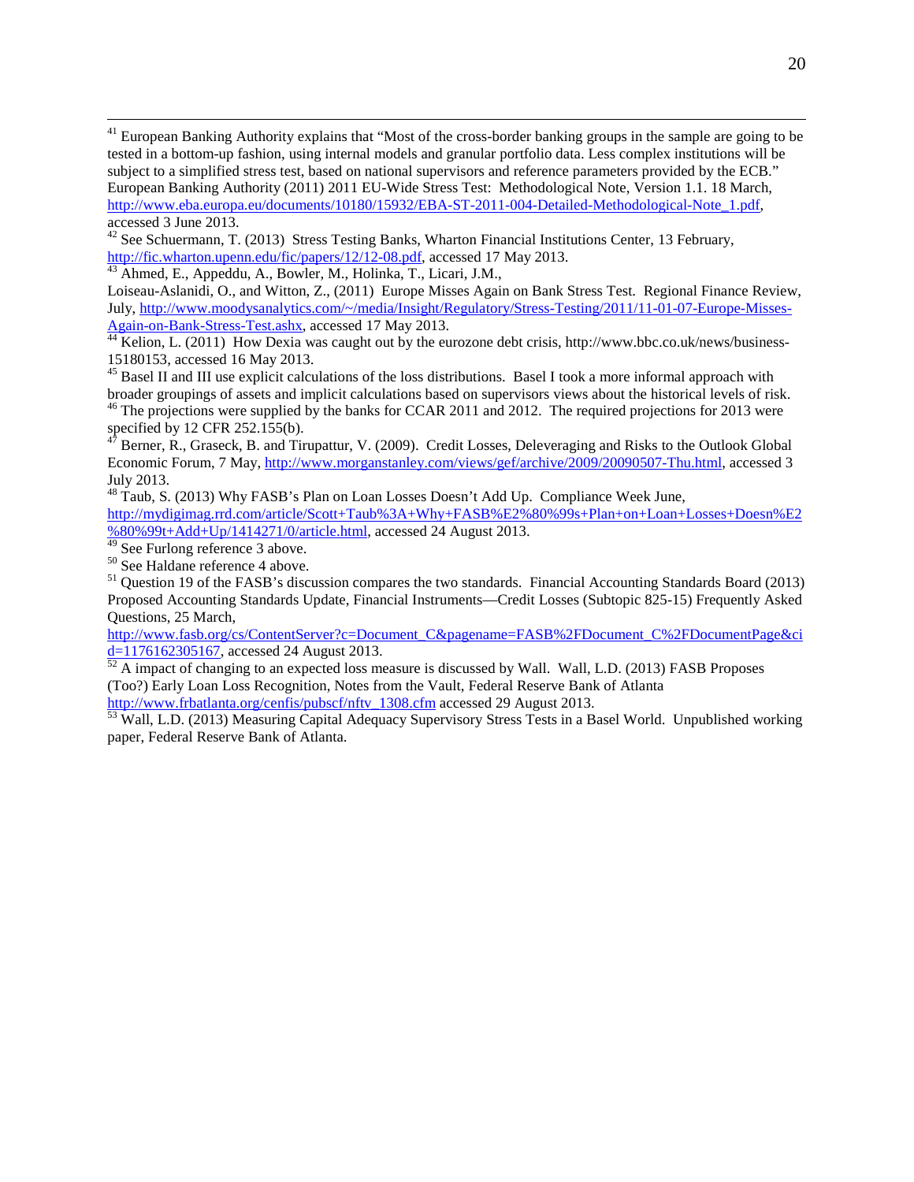[41] European Banking Authority explains that "Most of the cross-border banking groups in the sample are going to be tested in a bottom-up fashion, using internal models and granular portfolio data. Less complex institutions will be subject to a simplified stress test, based on national supervisors and reference parameters provided by the ECB." European Banking Authority (2011) 2011 EU-Wide Stress Test: Methodological Note, Version 1.1. 18 March, http://www.eba.europa.eu/documents/10180/15932/EBA-ST-2011-004-Detailed-Methodological-Note_1.pdf, accessed 3 June 2013.

[42] See Schuermann, T. (2013) Stress Testing Banks, Wharton Financial Institutions Center, 13 February, http://fic.wharton.upenn.edu/fic/papers/12/12-08.pdf, accessed 17 May 2013.

[43] Ahmed, E., Appeddu, A., Bowler, M., Holinka, T., Licari, J.M., Loiseau-Aslanidi, O., and Witton, Z., (2011) Europe Misses Again on Bank Stress Test. Regional Finance Review, July, http://www.moodysanalytics.com/~/media/Insight/Regulatory/Stress-Testing/2011/11-01-07-Europe-Misses-Again-on-Bank-Stress-Test.ashx, accessed 17 May 2013.

[44] Kelion, L. (2011) How Dexia was caught out by the eurozone debt crisis, http://www.bbc.co.uk/news/business-15180153, accessed 16 May 2013.

[45] Basel II and III use explicit calculations of the loss distributions. Basel I took a more informal approach with broader groupings of assets and implicit calculations based on supervisors views about the historical levels of risk.

[46] The projections were supplied by the banks for CCAR 2011 and 2012. The required projections for 2013 were specified by 12 CFR 252.155(b).

[47] Berner, R., Graseck, B. and Tirupattur, V. (2009). Credit Losses, Deleveraging and Risks to the Outlook Global Economic Forum, 7 May, http://www.morganstanley.com/views/gef/archive/2009/20090507-Thu.html, accessed 3 July 2013.

[48] Taub, S. (2013) Why FASB's Plan on Loan Losses Doesn't Add Up. Compliance Week June, http://mydigimag.rrd.com/article/Scott+Taub%3A+Why+FASB%E2%80%99s+Plan+on+Loan+Losses+Doesn%E2%80%99t+Add+Up/1414271/0/article.html, accessed 24 August 2013.

[49] See Furlong reference 3 above.

[50] See Haldane reference 4 above.

[51] Question 19 of the FASB's discussion compares the two standards. Financial Accounting Standards Board (2013) Proposed Accounting Standards Update, Financial Instruments—Credit Losses (Subtopic 825-15) Frequently Asked Questions, 25 March, http://www.fasb.org/cs/ContentServer?c=Document_C&pagename=FASB%2FDocument_C%2FDocumentPage&cid=1176162305167, accessed 24 August 2013.

[52] A impact of changing to an expected loss measure is discussed by Wall. Wall, L.D. (2013) FASB Proposes (Too?) Early Loan Loss Recognition, Notes from the Vault, Federal Reserve Bank of Atlanta http://www.frbatlanta.org/cenfis/pubscf/nftv_1308.cfm accessed 29 August 2013.

[53] Wall, L.D. (2013) Measuring Capital Adequacy Supervisory Stress Tests in a Basel World. Unpublished working paper, Federal Reserve Bank of Atlanta.